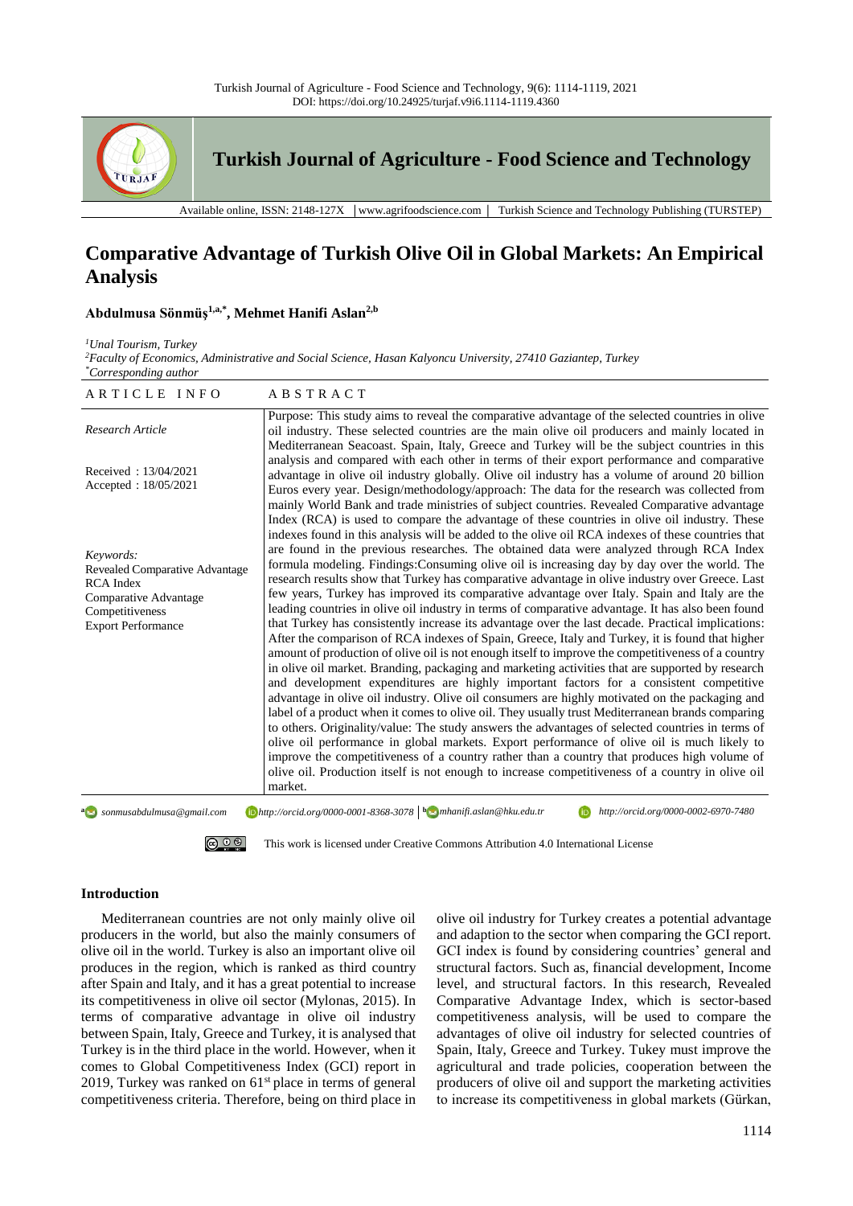# Comparative Advantage of Turkish Olive Oil in Global Markets: An Empirical Analysis

**Abdulmusa Sönmüş[1,a,*], Mehmet Hanifi Aslan[2,b]**

*[1]Unal Tourism, Turkey*
*[2]Faculty of Economics, Administrative and Social Science, Hasan Kalyoncu University, 27410 Gaziantep, Turkey*
*[*]Corresponding author*

| ARTICLE INFO | ABSTRACT |
|---|---|
| *Research Article*<br><br>Received : 13/04/2021<br>Accepted : 18/05/2021<br><br>*Keywords:*<br>Revealed Comparative Advantage<br>RCA Index<br>Comparative Advantage<br>Competitiveness<br>Export Performance | Purpose: This study aims to reveal the comparative advantage of the selected countries in olive oil industry. These selected countries are the main olive oil producers and mainly located in Mediterranean Seacoast. Spain, Italy, Greece and Turkey will be the subject countries in this analysis and compared with each other in terms of their export performance and comparative advantage in olive oil industry globally. Olive oil industry has a volume of around 20 billion Euros every year. Design/methodology/approach: The data for the research was collected from mainly World Bank and trade ministries of subject countries. Revealed Comparative advantage Index (RCA) is used to compare the advantage of these countries in olive oil industry. These indexes found in this analysis will be added to the olive oil RCA indexes of these countries that are found in the previous researches. The obtained data were analyzed through RCA Index formula modeling. Findings:Consuming olive oil is increasing day by day over the world. The research results show that Turkey has comparative advantage in olive industry over Greece. Last few years, Turkey has improved its comparative advantage over Italy. Spain and Italy are the leading countries in olive oil industry in terms of comparative advantage. It has also been found that Turkey has consistently increase its advantage over the last decade. Practical implications: After the comparison of RCA indexes of Spain, Greece, Italy and Turkey, it is found that higher amount of production of olive oil is not enough itself to improve the competitiveness of a country in olive oil market. Branding, packaging and marketing activities that are supported by research and development expenditures are highly important factors for a consistent competitive advantage in olive oil industry. Olive oil consumers are highly motivated on the packaging and label of a product when it comes to olive oil. They usually trust Mediterranean brands comparing to others. Originality/value: The study answers the advantages of selected countries in terms of olive oil performance in global markets. Export performance of olive oil is much likely to improve the competitiveness of a country rather than a country that produces high volume of olive oil. Production itself is not enough to increase competitiveness of a country in olive oil market. |

[a] sonmusabdulmusa@gmail.com  http://orcid.org/0000-0001-8368-3078 | [b] mhanifi.aslan@hku.edu.tr  http://orcid.org/0000-0002-6970-7480

This work is licensed under Creative Commons Attribution 4.0 International License

## Introduction

Mediterranean countries are not only mainly olive oil producers in the world, but also the mainly consumers of olive oil in the world. Turkey is also an important olive oil produces in the region, which is ranked as third country after Spain and Italy, and it has a great potential to increase its competitiveness in olive oil sector (Mylonas, 2015). In terms of comparative advantage in olive oil industry between Spain, Italy, Greece and Turkey, it is analysed that Turkey is in the third place in the world. However, when it comes to Global Competitiveness Index (GCI) report in 2019, Turkey was ranked on 61st place in terms of general competitiveness criteria. Therefore, being on third place in olive oil industry for Turkey creates a potential advantage and adaption to the sector when comparing the GCI report. GCI index is found by considering countries' general and structural factors. Such as, financial development, Income level, and structural factors. In this research, Revealed Comparative Advantage Index, which is sector-based competitiveness analysis, will be used to compare the advantages of olive oil industry for selected countries of Spain, Italy, Greece and Turkey. Tukey must improve the agricultural and trade policies, cooperation between the producers of olive oil and support the marketing activities to increase its competitiveness in global markets (Gürkan,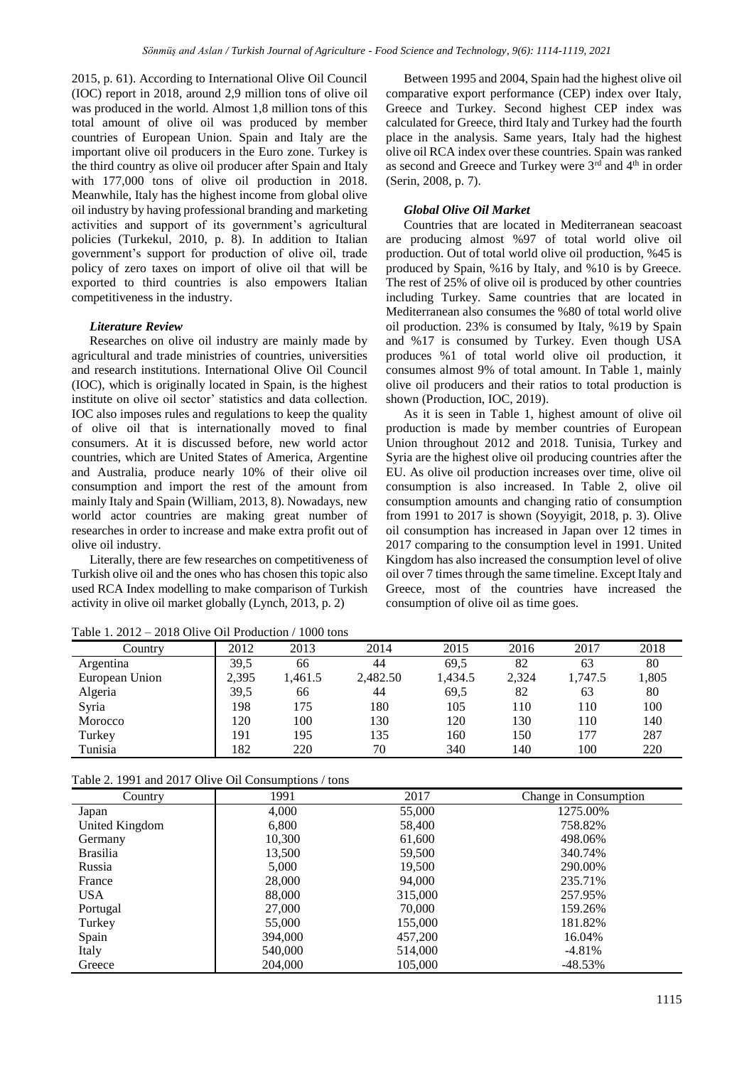2015, p. 61). According to International Olive Oil Council (IOC) report in 2018, around 2,9 million tons of olive oil was produced in the world. Almost 1,8 million tons of this total amount of olive oil was produced by member countries of European Union. Spain and Italy are the important olive oil producers in the Euro zone. Turkey is the third country as olive oil producer after Spain and Italy with 177,000 tons of olive oil production in 2018. Meanwhile, Italy has the highest income from global olive oil industry by having professional branding and marketing activities and support of its government's agricultural policies (Turkekul, 2010, p. 8). In addition to Italian government's support for production of olive oil, trade policy of zero taxes on import of olive oil that will be exported to third countries is also empowers Italian competitiveness in the industry.

### *Literature Review*

Researches on olive oil industry are mainly made by agricultural and trade ministries of countries, universities and research institutions. International Olive Oil Council (IOC), which is originally located in Spain, is the highest institute on olive oil sector' statistics and data collection. IOC also imposes rules and regulations to keep the quality of olive oil that is internationally moved to final consumers. At it is discussed before, new world actor countries, which are United States of America, Argentine and Australia, produce nearly 10% of their olive oil consumption and import the rest of the amount from mainly Italy and Spain (William, 2013, 8). Nowadays, new world actor countries are making great number of researches in order to increase and make extra profit out of olive oil industry.

Literally, there are few researches on competitiveness of Turkish olive oil and the ones who has chosen this topic also used RCA Index modelling to make comparison of Turkish activity in olive oil market globally (Lynch, 2013, p. 2)

Between 1995 and 2004, Spain had the highest olive oil comparative export performance (CEP) index over Italy, Greece and Turkey. Second highest CEP index was calculated for Greece, third Italy and Turkey had the fourth place in the analysis. Same years, Italy had the highest olive oil RCA index over these countries. Spain was ranked as second and Greece and Turkey were 3rd and 4th in order (Serin, 2008, p. 7).

### *Global Olive Oil Market*

Countries that are located in Mediterranean seacoast are producing almost %97 of total world olive oil production. Out of total world olive oil production, %45 is produced by Spain, %16 by Italy, and %10 is by Greece. The rest of 25% of olive oil is produced by other countries including Turkey. Same countries that are located in Mediterranean also consumes the %80 of total world olive oil production. 23% is consumed by Italy, %19 by Spain and %17 is consumed by Turkey. Even though USA produces %1 of total world olive oil production, it consumes almost 9% of total amount. In Table 1, mainly olive oil producers and their ratios to total production is shown (Production, IOC, 2019).

As it is seen in Table 1, highest amount of olive oil production is made by member countries of European Union throughout 2012 and 2018. Tunisia, Turkey and Syria are the highest olive oil producing countries after the EU. As olive oil production increases over time, olive oil consumption is also increased. In Table 2, olive oil consumption amounts and changing ratio of consumption from 1991 to 2017 is shown (Soyyigit, 2018, p. 3). Olive oil consumption has increased in Japan over 12 times in 2017 comparing to the consumption level in 1991. United Kingdom has also increased the consumption level of olive oil over 7 times through the same timeline. Except Italy and Greece, most of the countries have increased the consumption of olive oil as time goes.

Table 1. 2012 – 2018 Olive Oil Production / 1000 tons

| Country | 2012 | 2013 | 2014 | 2015 | 2016 | 2017 | 2018 |
|---|---|---|---|---|---|---|---|
| Argentina | 39,5 | 66 | 44 | 69,5 | 82 | 63 | 80 |
| European Union | 2,395 | 1,461.5 | 2,482.50 | 1,434.5 | 2,324 | 1,747.5 | 1,805 |
| Algeria | 39,5 | 66 | 44 | 69,5 | 82 | 63 | 80 |
| Syria | 198 | 175 | 180 | 105 | 110 | 110 | 100 |
| Morocco | 120 | 100 | 130 | 120 | 130 | 110 | 140 |
| Turkey | 191 | 195 | 135 | 160 | 150 | 177 | 287 |
| Tunisia | 182 | 220 | 70 | 340 | 140 | 100 | 220 |

Table 2. 1991 and 2017 Olive Oil Consumptions / tons

| Country | 1991 | 2017 | Change in Consumption |
|---|---|---|---|
| Japan | 4,000 | 55,000 | 1275.00% |
| United Kingdom | 6,800 | 58,400 | 758.82% |
| Germany | 10,300 | 61,600 | 498.06% |
| Brasilia | 13,500 | 59,500 | 340.74% |
| Russia | 5,000 | 19,500 | 290.00% |
| France | 28,000 | 94,000 | 235.71% |
| USA | 88,000 | 315,000 | 257.95% |
| Portugal | 27,000 | 70,000 | 159.26% |
| Turkey | 55,000 | 155,000 | 181.82% |
| Spain | 394,000 | 457,200 | 16.04% |
| Italy | 540,000 | 514,000 | -4.81% |
| Greece | 204,000 | 105,000 | -48.53% |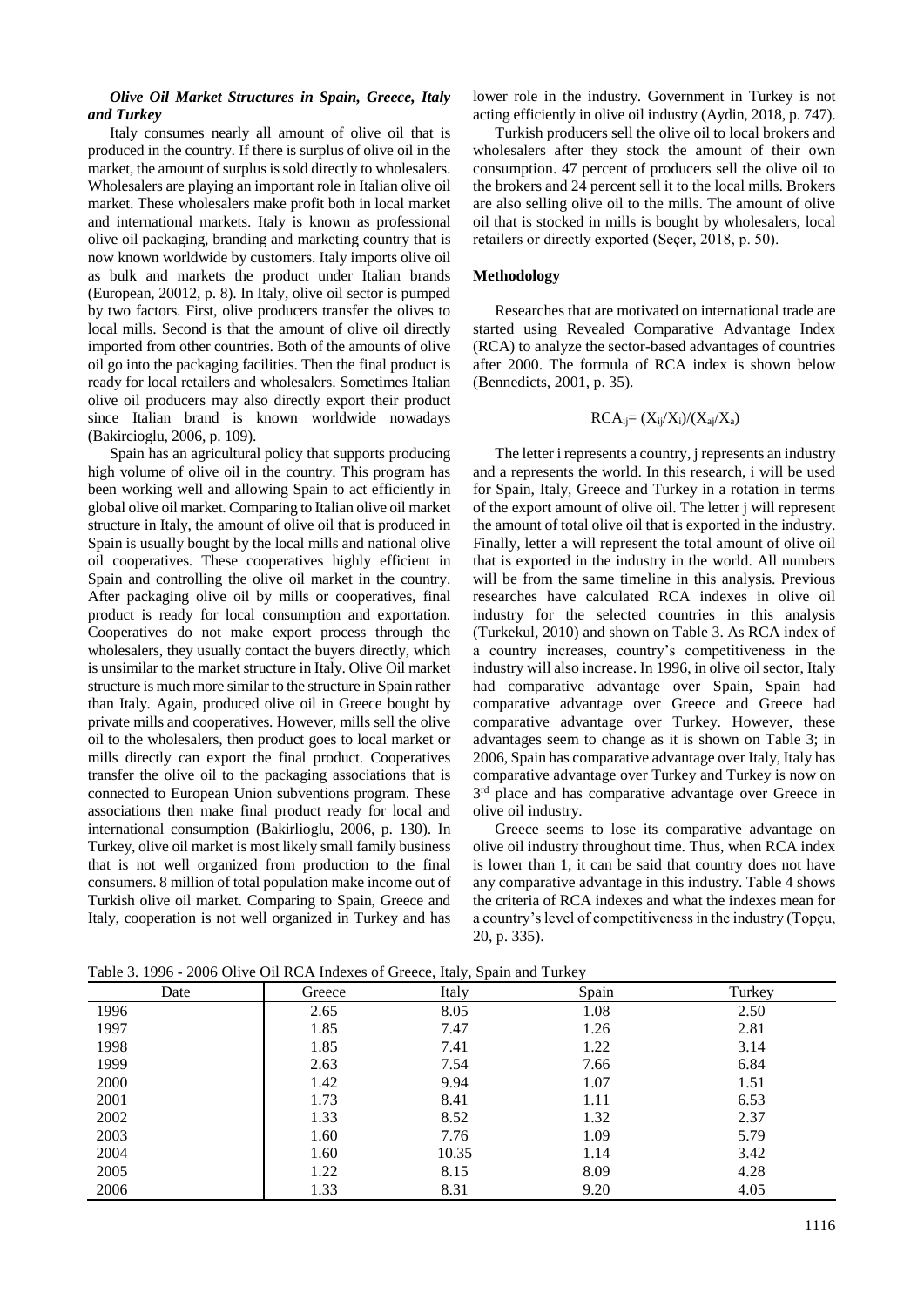### *Olive Oil Market Structures in Spain, Greece, Italy and Turkey*

Italy consumes nearly all amount of olive oil that is produced in the country. If there is surplus of olive oil in the market, the amount of surplus is sold directly to wholesalers. Wholesalers are playing an important role in Italian olive oil market. These wholesalers make profit both in local market and international markets. Italy is known as professional olive oil packaging, branding and marketing country that is now known worldwide by customers. Italy imports olive oil as bulk and markets the product under Italian brands (European, 20012, p. 8). In Italy, olive oil sector is pumped by two factors. First, olive producers transfer the olives to local mills. Second is that the amount of olive oil directly imported from other countries. Both of the amounts of olive oil go into the packaging facilities. Then the final product is ready for local retailers and wholesalers. Sometimes Italian olive oil producers may also directly export their product since Italian brand is known worldwide nowadays (Bakircioglu, 2006, p. 109).

Spain has an agricultural policy that supports producing high volume of olive oil in the country. This program has been working well and allowing Spain to act efficiently in global olive oil market. Comparing to Italian olive oil market structure in Italy, the amount of olive oil that is produced in Spain is usually bought by the local mills and national olive oil cooperatives. These cooperatives highly efficient in Spain and controlling the olive oil market in the country. After packaging olive oil by mills or cooperatives, final product is ready for local consumption and exportation. Cooperatives do not make export process through the wholesalers, they usually contact the buyers directly, which is unsimilar to the market structure in Italy. Olive Oil market structure is much more similar to the structure in Spain rather than Italy. Again, produced olive oil in Greece bought by private mills and cooperatives. However, mills sell the olive oil to the wholesalers, then product goes to local market or mills directly can export the final product. Cooperatives transfer the olive oil to the packaging associations that is connected to European Union subventions program. These associations then make final product ready for local and international consumption (Bakirlioglu, 2006, p. 130). In Turkey, olive oil market is most likely small family business that is not well organized from production to the final consumers. 8 million of total population make income out of Turkish olive oil market. Comparing to Spain, Greece and Italy, cooperation is not well organized in Turkey and has lower role in the industry. Government in Turkey is not acting efficiently in olive oil industry (Aydin, 2018, p. 747).

Turkish producers sell the olive oil to local brokers and wholesalers after they stock the amount of their own consumption. 47 percent of producers sell the olive oil to the brokers and 24 percent sell it to the local mills. Brokers are also selling olive oil to the mills. The amount of olive oil that is stocked in mills is bought by wholesalers, local retailers or directly exported (Seçer, 2018, p. 50).

### Methodology

Researches that are motivated on international trade are started using Revealed Comparative Advantage Index (RCA) to analyze the sector-based advantages of countries after 2000. The formula of RCA index is shown below (Bennedicts, 2001, p. 35).

$$RCA_{ij} = (X_{ij}/X_i)/(X_{aj}/X_a)$$

The letter i represents a country, j represents an industry and a represents the world. In this research, i will be used for Spain, Italy, Greece and Turkey in a rotation in terms of the export amount of olive oil. The letter j will represent the amount of total olive oil that is exported in the industry. Finally, letter a will represent the total amount of olive oil that is exported in the industry in the world. All numbers will be from the same timeline in this analysis. Previous researches have calculated RCA indexes in olive oil industry for the selected countries in this analysis (Turkekul, 2010) and shown on Table 3. As RCA index of a country increases, country's competitiveness in the industry will also increase. In 1996, in olive oil sector, Italy had comparative advantage over Spain, Spain had comparative advantage over Greece and Greece had comparative advantage over Turkey. However, these advantages seem to change as it is shown on Table 3; in 2006, Spain has comparative advantage over Italy, Italy has comparative advantage over Turkey and Turkey is now on 3rd place and has comparative advantage over Greece in olive oil industry.

Greece seems to lose its comparative advantage on olive oil industry throughout time. Thus, when RCA index is lower than 1, it can be said that country does not have any comparative advantage in this industry. Table 4 shows the criteria of RCA indexes and what the indexes mean for a country's level of competitiveness in the industry (Topçu, 20, p. 335).

Table 3. 1996 - 2006 Olive Oil RCA Indexes of Greece, Italy, Spain and Turkey

| Date | Greece | Italy | Spain | Turkey |
|---|---|---|---|---|
| 1996 | 2.65 | 8.05 | 1.08 | 2.50 |
| 1997 | 1.85 | 7.47 | 1.26 | 2.81 |
| 1998 | 1.85 | 7.41 | 1.22 | 3.14 |
| 1999 | 2.63 | 7.54 | 7.66 | 6.84 |
| 2000 | 1.42 | 9.94 | 1.07 | 1.51 |
| 2001 | 1.73 | 8.41 | 1.11 | 6.53 |
| 2002 | 1.33 | 8.52 | 1.32 | 2.37 |
| 2003 | 1.60 | 7.76 | 1.09 | 5.79 |
| 2004 | 1.60 | 10.35 | 1.14 | 3.42 |
| 2005 | 1.22 | 8.15 | 8.09 | 4.28 |
| 2006 | 1.33 | 8.31 | 9.20 | 4.05 |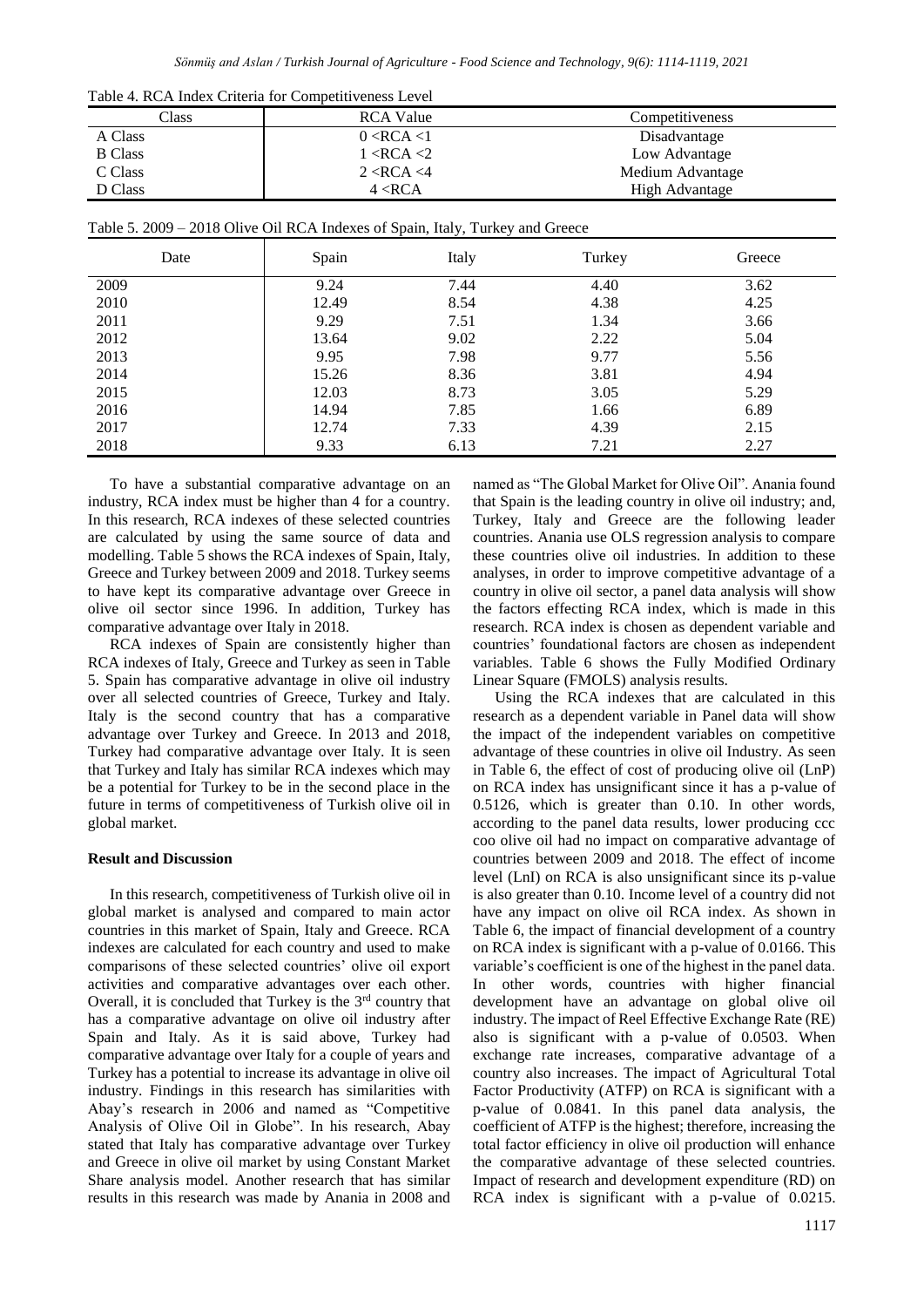Table 4. RCA Index Criteria for Competitiveness Level

| Class | RCA Value | Competitiveness |
|---|---|---|
| A Class | 0 <RCA <1 | Disadvantage |
| B Class | 1 <RCA <2 | Low Advantage |
| C Class | 2 <RCA <4 | Medium Advantage |
| D Class | 4 <RCA | High Advantage |

Table 5. 2009 – 2018 Olive Oil RCA Indexes of Spain, Italy, Turkey and Greece

| Date | Spain | Italy | Turkey | Greece |
|---|---|---|---|---|
| 2009 | 9.24 | 7.44 | 4.40 | 3.62 |
| 2010 | 12.49 | 8.54 | 4.38 | 4.25 |
| 2011 | 9.29 | 7.51 | 1.34 | 3.66 |
| 2012 | 13.64 | 9.02 | 2.22 | 5.04 |
| 2013 | 9.95 | 7.98 | 9.77 | 5.56 |
| 2014 | 15.26 | 8.36 | 3.81 | 4.94 |
| 2015 | 12.03 | 8.73 | 3.05 | 5.29 |
| 2016 | 14.94 | 7.85 | 1.66 | 6.89 |
| 2017 | 12.74 | 7.33 | 4.39 | 2.15 |
| 2018 | 9.33 | 6.13 | 7.21 | 2.27 |

To have a substantial comparative advantage on an industry, RCA index must be higher than 4 for a country. In this research, RCA indexes of these selected countries are calculated by using the same source of data and modelling. Table 5 shows the RCA indexes of Spain, Italy, Greece and Turkey between 2009 and 2018. Turkey seems to have kept its comparative advantage over Greece in olive oil sector since 1996. In addition, Turkey has comparative advantage over Italy in 2018.

RCA indexes of Spain are consistently higher than RCA indexes of Italy, Greece and Turkey as seen in Table 5. Spain has comparative advantage in olive oil industry over all selected countries of Greece, Turkey and Italy. Italy is the second country that has a comparative advantage over Turkey and Greece. In 2013 and 2018, Turkey had comparative advantage over Italy. It is seen that Turkey and Italy has similar RCA indexes which may be a potential for Turkey to be in the second place in the future in terms of competitiveness of Turkish olive oil in global market.

## Result and Discussion

In this research, competitiveness of Turkish olive oil in global market is analysed and compared to main actor countries in this market of Spain, Italy and Greece. RCA indexes are calculated for each country and used to make comparisons of these selected countries' olive oil export activities and comparative advantages over each other. Overall, it is concluded that Turkey is the 3rd country that has a comparative advantage on olive oil industry after Spain and Italy. As it is said above, Turkey had comparative advantage over Italy for a couple of years and Turkey has a potential to increase its advantage in olive oil industry. Findings in this research has similarities with Abay's research in 2006 and named as "Competitive Analysis of Olive Oil in Globe". In his research, Abay stated that Italy has comparative advantage over Turkey and Greece in olive oil market by using Constant Market Share analysis model. Another research that has similar results in this research was made by Anania in 2008 and named as "The Global Market for Olive Oil". Anania found that Spain is the leading country in olive oil industry; and, Turkey, Italy and Greece are the following leader countries. Anania use OLS regression analysis to compare these countries olive oil industries. In addition to these analyses, in order to improve competitive advantage of a country in olive oil sector, a panel data analysis will show the factors effecting RCA index, which is made in this research. RCA index is chosen as dependent variable and countries' foundational factors are chosen as independent variables. Table 6 shows the Fully Modified Ordinary Linear Square (FMOLS) analysis results.

Using the RCA indexes that are calculated in this research as a dependent variable in Panel data will show the impact of the independent variables on competitive advantage of these countries in olive oil Industry. As seen in Table 6, the effect of cost of producing olive oil (LnP) on RCA index has unsignificant since it has a p-value of 0.5126, which is greater than 0.10. In other words, according to the panel data results, lower producing ccc coo olive oil had no impact on comparative advantage of countries between 2009 and 2018. The effect of income level (LnI) on RCA is also unsignificant since its p-value is also greater than 0.10. Income level of a country did not have any impact on olive oil RCA index. As shown in Table 6, the impact of financial development of a country on RCA index is significant with a p-value of 0.0166. This variable's coefficient is one of the highest in the panel data. In other words, countries with higher financial development have an advantage on global olive oil industry. The impact of Reel Effective Exchange Rate (RE) also is significant with a p-value of 0.0503. When exchange rate increases, comparative advantage of a country also increases. The impact of Agricultural Total Factor Productivity (ATFP) on RCA is significant with a p-value of 0.0841. In this panel data analysis, the coefficient of ATFP is the highest; therefore, increasing the total factor efficiency in olive oil production will enhance the comparative advantage of these selected countries. Impact of research and development expenditure (RD) on RCA index is significant with a p-value of 0.0215.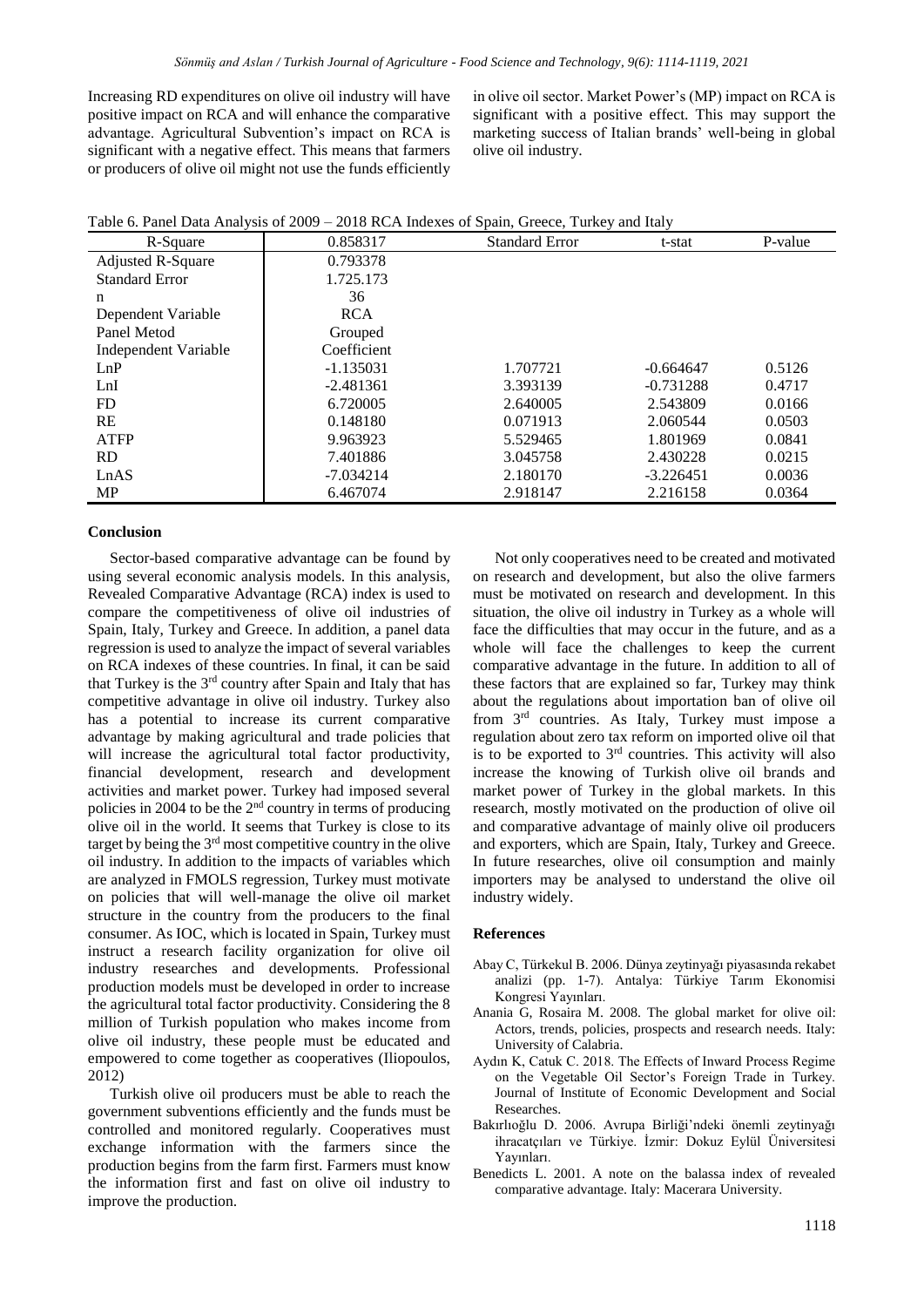Increasing RD expenditures on olive oil industry will have positive impact on RCA and will enhance the comparative advantage. Agricultural Subvention's impact on RCA is significant with a negative effect. This means that farmers or producers of olive oil might not use the funds efficiently in olive oil sector. Market Power's (MP) impact on RCA is significant with a positive effect. This may support the marketing success of Italian brands' well-being in global olive oil industry.

Table 6. Panel Data Analysis of 2009 – 2018 RCA Indexes of Spain, Greece, Turkey and Italy

| R-Square | 0.858317 | Standard Error | t-stat | P-value |
|---|---|---|---|---|
| Adjusted R-Square | 0.793378 | | | |
| Standard Error | 1.725.173 | | | |
| n | 36 | | | |
| Dependent Variable | RCA | | | |
| Panel Metod | Grouped | | | |
| Independent Variable | Coefficient | | | |
| LnP | -1.135031 | 1.707721 | -0.664647 | 0.5126 |
| LnI | -2.481361 | 3.393139 | -0.731288 | 0.4717 |
| FD | 6.720005 | 2.640005 | 2.543809 | 0.0166 |
| RE | 0.148180 | 0.071913 | 2.060544 | 0.0503 |
| ATFP | 9.963923 | 5.529465 | 1.801969 | 0.0841 |
| RD | 7.401886 | 3.045758 | 2.430228 | 0.0215 |
| LnAS | -7.034214 | 2.180170 | -3.226451 | 0.0036 |
| MP | 6.467074 | 2.918147 | 2.216158 | 0.0364 |

## Conclusion

Sector-based comparative advantage can be found by using several economic analysis models. In this analysis, Revealed Comparative Advantage (RCA) index is used to compare the competitiveness of olive oil industries of Spain, Italy, Turkey and Greece. In addition, a panel data regression is used to analyze the impact of several variables on RCA indexes of these countries. In final, it can be said that Turkey is the 3rd country after Spain and Italy that has competitive advantage in olive oil industry. Turkey also has a potential to increase its current comparative advantage by making agricultural and trade policies that will increase the agricultural total factor productivity, financial development, research and development activities and market power. Turkey had imposed several policies in 2004 to be the 2nd country in terms of producing olive oil in the world. It seems that Turkey is close to its target by being the 3rd most competitive country in the olive oil industry. In addition to the impacts of variables which are analyzed in FMOLS regression, Turkey must motivate on policies that will well-manage the olive oil market structure in the country from the producers to the final consumer. As IOC, which is located in Spain, Turkey must instruct a research facility organization for olive oil industry researches and developments. Professional production models must be developed in order to increase the agricultural total factor productivity. Considering the 8 million of Turkish population who makes income from olive oil industry, these people must be educated and empowered to come together as cooperatives (Iliopoulos, 2012)

Turkish olive oil producers must be able to reach the government subventions efficiently and the funds must be controlled and monitored regularly. Cooperatives must exchange information with the farmers since the production begins from the farm first. Farmers must know the information first and fast on olive oil industry to improve the production.

Not only cooperatives need to be created and motivated on research and development, but also the olive farmers must be motivated on research and development. In this situation, the olive oil industry in Turkey as a whole will face the difficulties that may occur in the future, and as a whole will face the challenges to keep the current comparative advantage in the future. In addition to all of these factors that are explained so far, Turkey may think about the regulations about importation ban of olive oil from 3rd countries. As Italy, Turkey must impose a regulation about zero tax reform on imported olive oil that is to be exported to 3rd countries. This activity will also increase the knowing of Turkish olive oil brands and market power of Turkey in the global markets. In this research, mostly motivated on the production of olive oil and comparative advantage of mainly olive oil producers and exporters, which are Spain, Italy, Turkey and Greece. In future researches, olive oil consumption and mainly importers may be analysed to understand the olive oil industry widely.

## References

- Abay C, Türkekul B. 2006. Dünya zeytinyağı piyasasında rekabet analizi (pp. 1-7). Antalya: Türkiye Tarım Ekonomisi Kongresi Yayınları.
- Anania G, Rosaira M. 2008. The global market for olive oil: Actors, trends, policies, prospects and research needs. Italy: University of Calabria.
- Aydın K, Catuk C. 2018. The Effects of Inward Process Regime on the Vegetable Oil Sector's Foreign Trade in Turkey. Journal of Institute of Economic Development and Social Researches.
- Bakırlıoğlu D. 2006. Avrupa Birliği'ndeki önemli zeytinyağı ihracatçıları ve Türkiye. İzmir: Dokuz Eylül Üniversitesi Yayınları.
- Benedicts L. 2001. A note on the balassa index of revealed comparative advantage. Italy: Macerara University.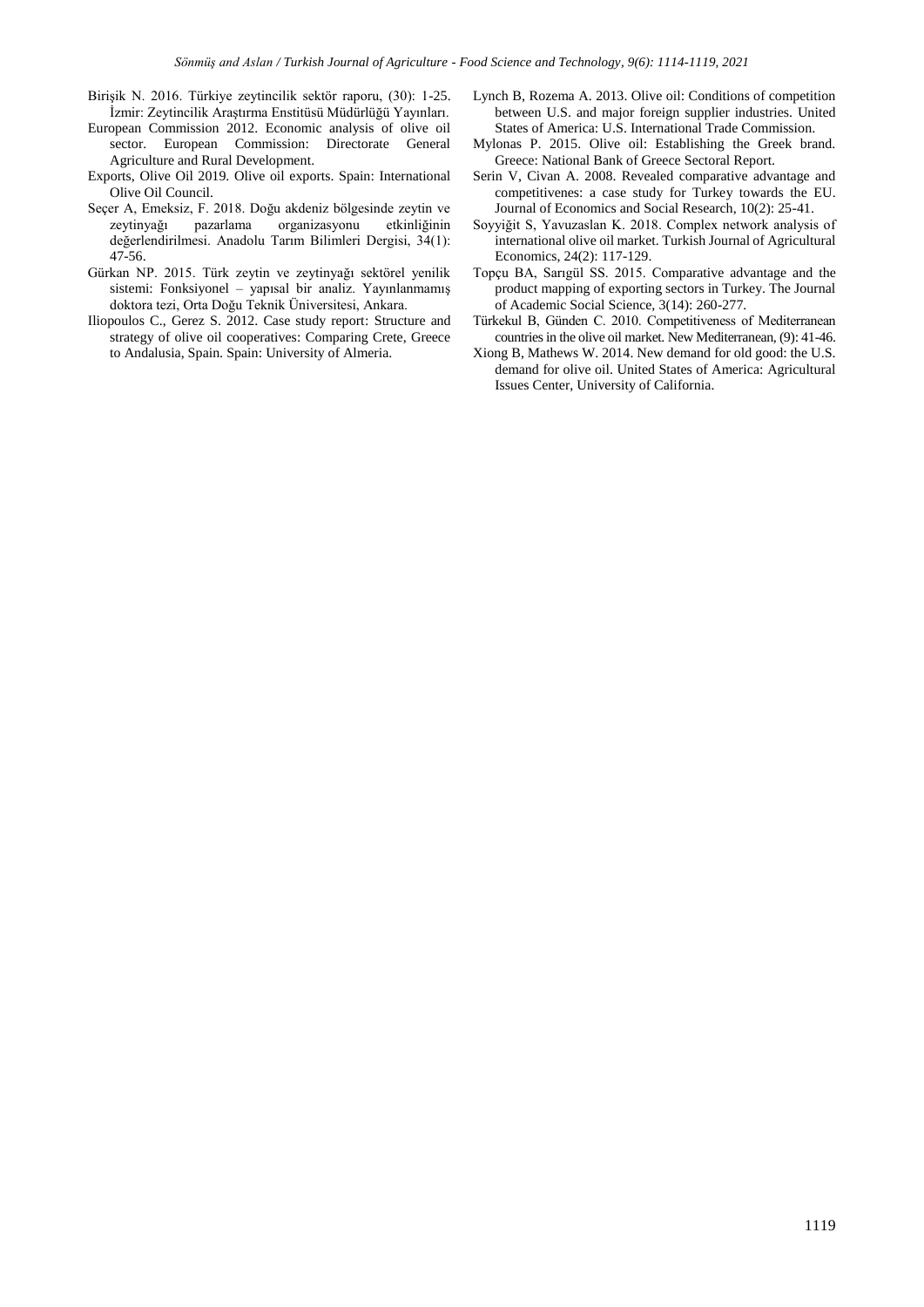Birişik N. 2016. Türkiye zeytincilik sektör raporu, (30): 1-25. İzmir: Zeytincilik Araştırma Enstitüsü Müdürlüğü Yayınları.

European Commission 2012. Economic analysis of olive oil sector. European Commission: Directorate General Agriculture and Rural Development.

Exports, Olive Oil 2019. Olive oil exports. Spain: International Olive Oil Council.

Seçer A, Emeksiz, F. 2018. Doğu akdeniz bölgesinde zeytin ve zeytinyağı pazarlama organizasyonu etkinliğinin değerlendirilmesi. Anadolu Tarım Bilimleri Dergisi, 34(1): 47-56.

Gürkan NP. 2015. Türk zeytin ve zeytinyağı sektörel yenilik sistemi: Fonksiyonel – yapısal bir analiz. Yayınlanmamış doktora tezi, Orta Doğu Teknik Üniversitesi, Ankara.

Iliopoulos C., Gerez S. 2012. Case study report: Structure and strategy of olive oil cooperatives: Comparing Crete, Greece to Andalusia, Spain. Spain: University of Almeria.

Lynch B, Rozema A. 2013. Olive oil: Conditions of competition between U.S. and major foreign supplier industries. United States of America: U.S. International Trade Commission.

Mylonas P. 2015. Olive oil: Establishing the Greek brand. Greece: National Bank of Greece Sectoral Report.

Serin V, Civan A. 2008. Revealed comparative advantage and competitivenes: a case study for Turkey towards the EU. Journal of Economics and Social Research, 10(2): 25-41.

Soyyiğit S, Yavuzaslan K. 2018. Complex network analysis of international olive oil market. Turkish Journal of Agricultural Economics, 24(2): 117-129.

Topçu BA, Sarıgül SS. 2015. Comparative advantage and the product mapping of exporting sectors in Turkey. The Journal of Academic Social Science, 3(14): 260-277.

Türkekul B, Günden C. 2010. Competitiveness of Mediterranean countries in the olive oil market. New Mediterranean, (9): 41-46.

Xiong B, Mathews W. 2014. New demand for old good: the U.S. demand for olive oil. United States of America: Agricultural Issues Center, University of California.